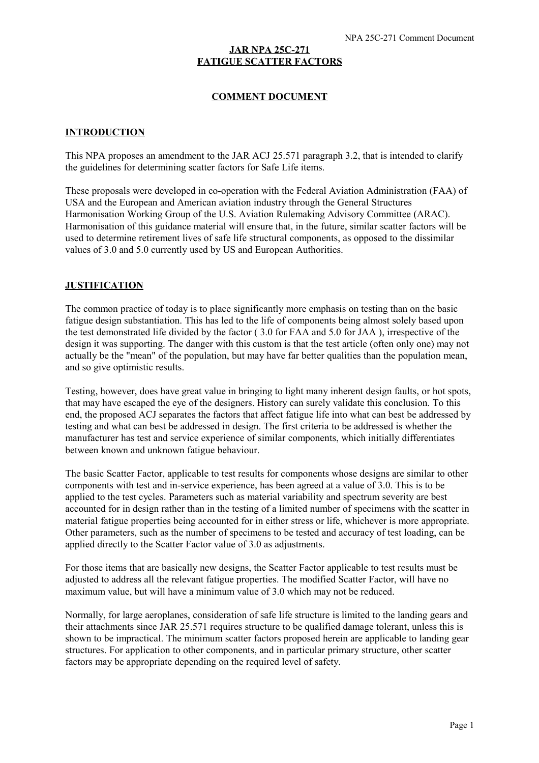# JAR NPA 25C-271
# FATIGUE SCATTER FACTORS

## COMMENT DOCUMENT

## INTRODUCTION

This NPA proposes an amendment to the JAR ACJ 25.571 paragraph 3.2, that is intended to clarify the guidelines for determining scatter factors for Safe Life items.

These proposals were developed in co-operation with the Federal Aviation Administration (FAA) of USA and the European and American aviation industry through the General Structures Harmonisation Working Group of the U.S. Aviation Rulemaking Advisory Committee (ARAC). Harmonisation of this guidance material will ensure that, in the future, similar scatter factors will be used to determine retirement lives of safe life structural components, as opposed to the dissimilar values of 3.0 and 5.0 currently used by US and European Authorities.

## JUSTIFICATION

The common practice of today is to place significantly more emphasis on testing than on the basic fatigue design substantiation. This has led to the life of components being almost solely based upon the test demonstrated life divided by the factor ( 3.0 for FAA and 5.0 for JAA ), irrespective of the design it was supporting. The danger with this custom is that the test article (often only one) may not actually be the "mean" of the population, but may have far better qualities than the population mean, and so give optimistic results.

Testing, however, does have great value in bringing to light many inherent design faults, or hot spots, that may have escaped the eye of the designers. History can surely validate this conclusion. To this end, the proposed ACJ separates the factors that affect fatigue life into what can best be addressed by testing and what can best be addressed in design. The first criteria to be addressed is whether the manufacturer has test and service experience of similar components, which initially differentiates between known and unknown fatigue behaviour.

The basic Scatter Factor, applicable to test results for components whose designs are similar to other components with test and in-service experience, has been agreed at a value of 3.0. This is to be applied to the test cycles. Parameters such as material variability and spectrum severity are best accounted for in design rather than in the testing of a limited number of specimens with the scatter in material fatigue properties being accounted for in either stress or life, whichever is more appropriate. Other parameters, such as the number of specimens to be tested and accuracy of test loading, can be applied directly to the Scatter Factor value of 3.0 as adjustments.

For those items that are basically new designs, the Scatter Factor applicable to test results must be adjusted to address all the relevant fatigue properties. The modified Scatter Factor, will have no maximum value, but will have a minimum value of 3.0 which may not be reduced.

Normally, for large aeroplanes, consideration of safe life structure is limited to the landing gears and their attachments since JAR 25.571 requires structure to be qualified damage tolerant, unless this is shown to be impractical. The minimum scatter factors proposed herein are applicable to landing gear structures. For application to other components, and in particular primary structure, other scatter factors may be appropriate depending on the required level of safety.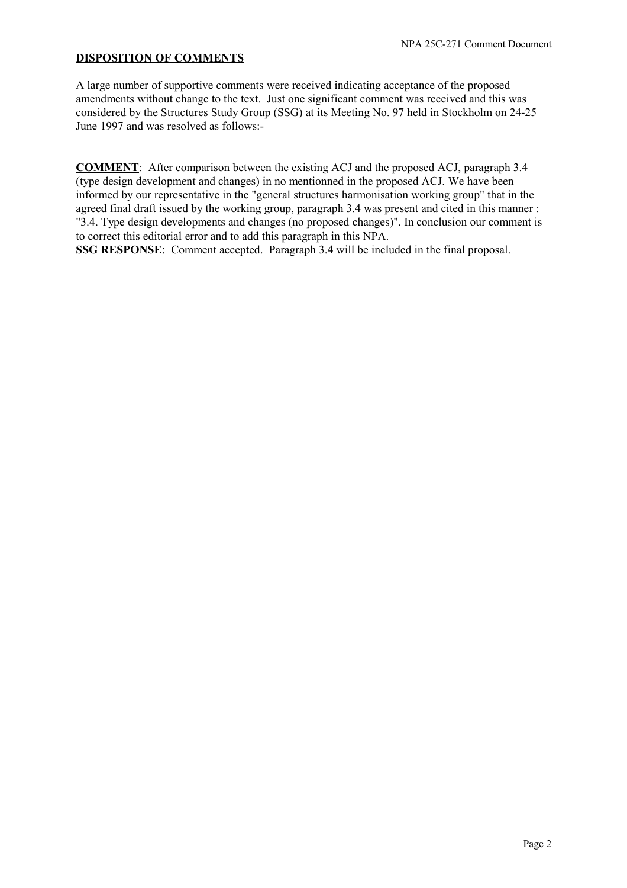**<u>DISPOSITION OF COMMENTS</u>**

A large number of supportive comments were received indicating acceptance of the proposed amendments without change to the text. Just one significant comment was received and this was considered by the Structures Study Group (SSG) at its Meeting No. 97 held in Stockholm on 24-25 June 1997 and was resolved as follows:-

**<u>COMMENT</u>**: After comparison between the existing ACJ and the proposed ACJ, paragraph 3.4 (type design development and changes) in no mentionned in the proposed ACJ. We have been informed by our representative in the "general structures harmonisation working group" that in the agreed final draft issued by the working group, paragraph 3.4 was present and cited in this manner : "3.4. Type design developments and changes (no proposed changes)". In conclusion our comment is to correct this editorial error and to add this paragraph in this NPA.

**<u>SSG RESPONSE</u>**: Comment accepted. Paragraph 3.4 will be included in the final proposal.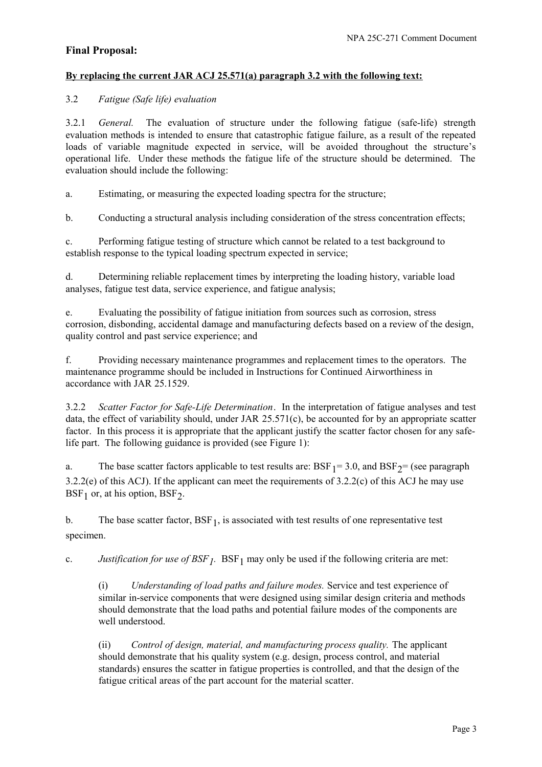## Final Proposal:

**By replacing the current JAR ACJ 25.571(a) paragraph 3.2 with the following text:**

3.2 *Fatigue (Safe life) evaluation*

3.2.1 *General.* The evaluation of structure under the following fatigue (safe-life) strength evaluation methods is intended to ensure that catastrophic fatigue failure, as a result of the repeated loads of variable magnitude expected in service, will be avoided throughout the structure's operational life. Under these methods the fatigue life of the structure should be determined. The evaluation should include the following:

a. Estimating, or measuring the expected loading spectra for the structure;

b. Conducting a structural analysis including consideration of the stress concentration effects;

c. Performing fatigue testing of structure which cannot be related to a test background to establish response to the typical loading spectrum expected in service;

d. Determining reliable replacement times by interpreting the loading history, variable load analyses, fatigue test data, service experience, and fatigue analysis;

e. Evaluating the possibility of fatigue initiation from sources such as corrosion, stress corrosion, disbonding, accidental damage and manufacturing defects based on a review of the design, quality control and past service experience; and

f. Providing necessary maintenance programmes and replacement times to the operators. The maintenance programme should be included in Instructions for Continued Airworthiness in accordance with JAR 25.1529.

3.2.2 *Scatter Factor for Safe-Life Determination*. In the interpretation of fatigue analyses and test data, the effect of variability should, under JAR 25.571(c), be accounted for by an appropriate scatter factor. In this process it is appropriate that the applicant justify the scatter factor chosen for any safe-life part. The following guidance is provided (see Figure 1):

a. The base scatter factors applicable to test results are: $BSF_1$= 3.0, and $BSF_2$= (see paragraph 3.2.2(e) of this ACJ). If the applicant can meet the requirements of 3.2.2(c) of this ACJ he may use $BSF_1$ or, at his option, $BSF_2$.

b. The base scatter factor, $BSF_1$, is associated with test results of one representative test specimen.

c. *Justification for use of $BSF_1$.* $BSF_1$ may only be used if the following criteria are met:

(i) *Understanding of load paths and failure modes.* Service and test experience of similar in-service components that were designed using similar design criteria and methods should demonstrate that the load paths and potential failure modes of the components are well understood.

(ii) *Control of design, material, and manufacturing process quality.* The applicant should demonstrate that his quality system (e.g. design, process control, and material standards) ensures the scatter in fatigue properties is controlled, and that the design of the fatigue critical areas of the part account for the material scatter.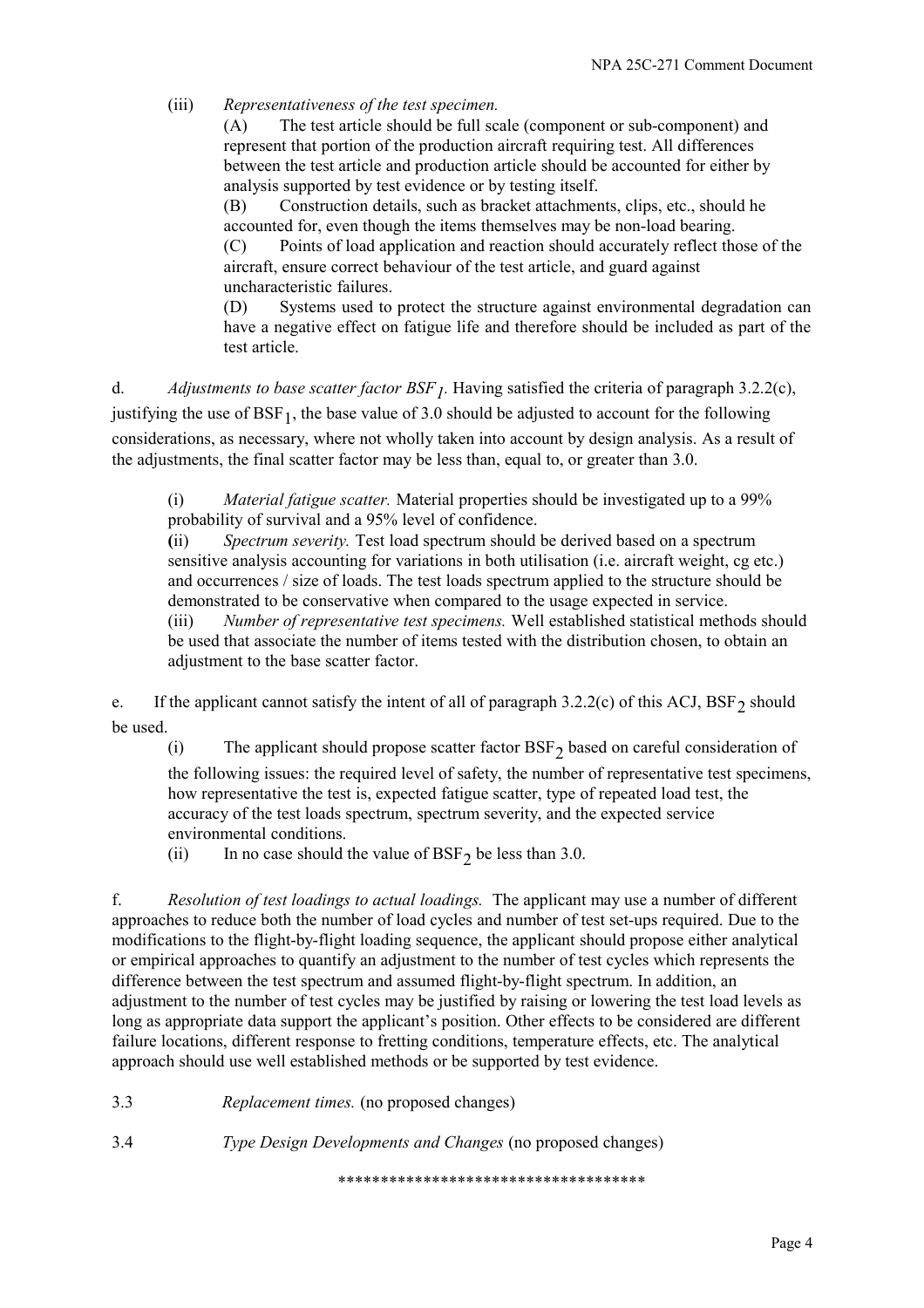(iii) *Representativeness of the test specimen.*

(A) The test article should be full scale (component or sub-component) and represent that portion of the production aircraft requiring test. All differences between the test article and production article should be accounted for either by analysis supported by test evidence or by testing itself.

(B) Construction details, such as bracket attachments, clips, etc., should he accounted for, even though the items themselves may be non-load bearing.

(C) Points of load application and reaction should accurately reflect those of the aircraft, ensure correct behaviour of the test article, and guard against uncharacteristic failures.

(D) Systems used to protect the structure against environmental degradation can have a negative effect on fatigue life and therefore should be included as part of the test article.

d. *Adjustments to base scatter factor $BSF_1$.* Having satisfied the criteria of paragraph 3.2.2(c), justifying the use of $BSF_1$, the base value of 3.0 should be adjusted to account for the following considerations, as necessary, where not wholly taken into account by design analysis. As a result of the adjustments, the final scatter factor may be less than, equal to, or greater than 3.0.

(i) *Material fatigue scatter.* Material properties should be investigated up to a 99% probability of survival and a 95% level of confidence.

(ii) *Spectrum severity.* Test load spectrum should be derived based on a spectrum sensitive analysis accounting for variations in both utilisation (i.e. aircraft weight, cg etc.) and occurrences / size of loads. The test loads spectrum applied to the structure should be demonstrated to be conservative when compared to the usage expected in service.

(iii) *Number of representative test specimens.* Well established statistical methods should be used that associate the number of items tested with the distribution chosen, to obtain an adjustment to the base scatter factor.

e. If the applicant cannot satisfy the intent of all of paragraph 3.2.2(c) of this ACJ, $BSF_2$ should be used.

(i) The applicant should propose scatter factor $BSF_2$ based on careful consideration of the following issues: the required level of safety, the number of representative test specimens, how representative the test is, expected fatigue scatter, type of repeated load test, the accuracy of the test loads spectrum, spectrum severity, and the expected service environmental conditions.

(ii) In no case should the value of $BSF_2$ be less than 3.0.

f. *Resolution of test loadings to actual loadings.* The applicant may use a number of different approaches to reduce both the number of load cycles and number of test set-ups required. Due to the modifications to the flight-by-flight loading sequence, the applicant should propose either analytical or empirical approaches to quantify an adjustment to the number of test cycles which represents the difference between the test spectrum and assumed flight-by-flight spectrum. In addition, an adjustment to the number of test cycles may be justified by raising or lowering the test load levels as long as appropriate data support the applicant's position. Other effects to be considered are different failure locations, different response to fretting conditions, temperature effects, etc. The analytical approach should use well established methods or be supported by test evidence.

3.3 *Replacement times.* (no proposed changes)

3.4 *Type Design Developments and Changes* (no proposed changes)

\*\*\*\*\*\*\*\*\*\*\*\*\*\*\*\*\*\*\*\*\*\*\*\*\*\*\*\*\*\*\*\*\*\*\*\*